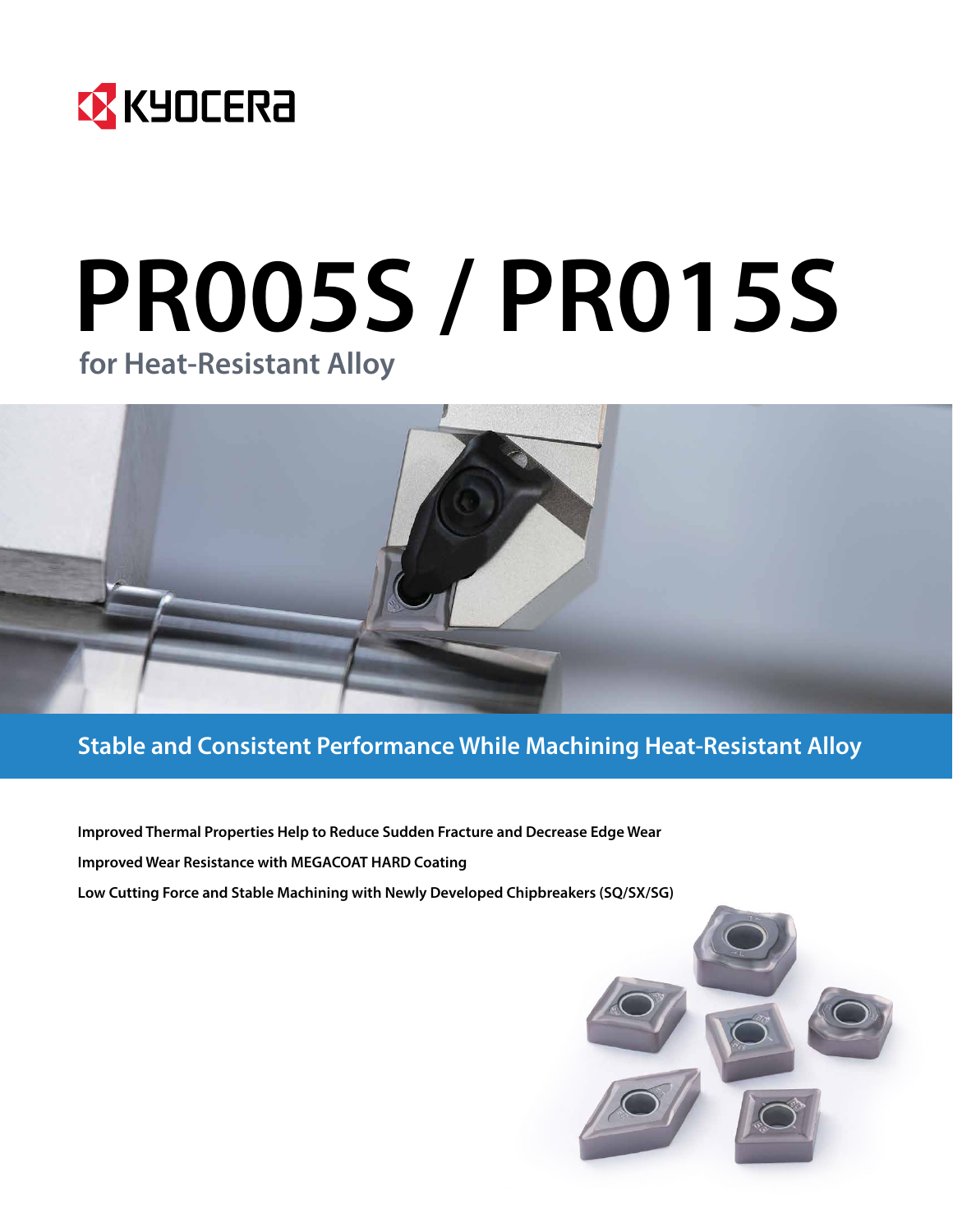KYOCERA

# PR005S / PR015S

## for Heat-Resistant Alloy

**Stable and Consistent Performance While Machining Heat-Resistant Alloy**

**Improved Thermal Properties Help to Reduce Sudden Fracture and Decrease Edge Wear**

**Improved Wear Resistance with MEGACOAT HARD Coating**

**Low Cutting Force and Stable Machining with Newly Developed Chipbreakers (SQ/SX/SG)**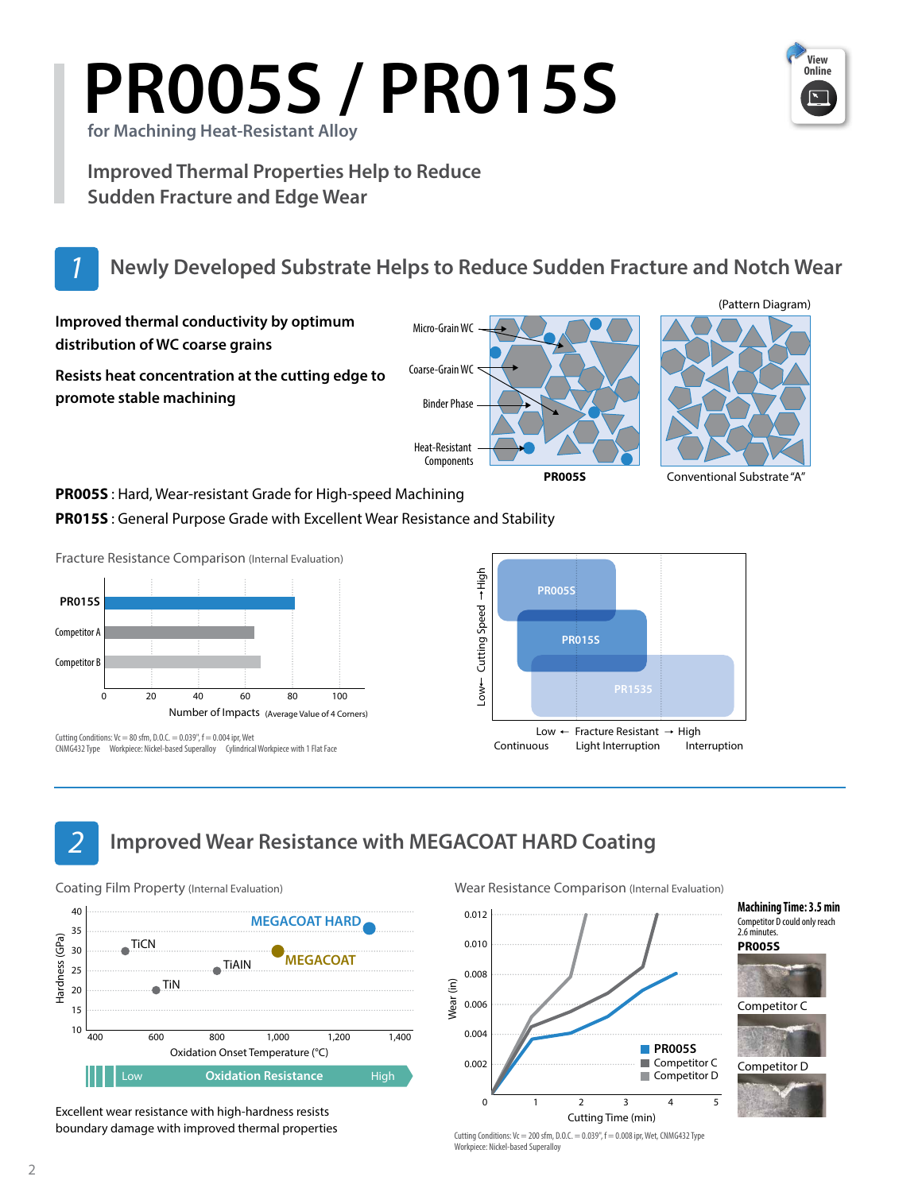# PR005S / PR015S

for Machining Heat-Resistant Alloy

## Improved Thermal Properties Help to Reduce Sudden Fracture and Edge Wear

## 1 Newly Developed Substrate Helps to Reduce Sudden Fracture and Notch Wear

**Improved thermal conductivity by optimum distribution of WC coarse grains**

**Resists heat concentration at the cutting edge to promote stable machining**

(Pattern Diagram)

Micro-Grain WC
Coarse-Grain WC
Binder Phase
Heat-Resistant Components

PR005S — Conventional Substrate "A"

**PR005S** : Hard, Wear-resistant Grade for High-speed Machining

**PR015S** : General Purpose Grade with Excellent Wear Resistance and Stability

Fracture Resistance Comparison (Internal Evaluation)

PR015S
Competitor A
Competitor B

Number of Impacts (Average Value of 4 Corners)

Cutting Conditions: Vc = 80 sfm, D.O.C. = 0.039", f = 0.004 ipr, Wet
CNMG432 Type Workpiece: Nickel-based Superalloy Cylindrical Workpiece with 1 Flat Face

Low ← Cutting Speed → High
PR005S
PR015S
PR1535
Low ← Fracture Resistant → High
Continuous — Light Interruption — Interruption

## 2 Improved Wear Resistance with MEGACOAT HARD Coating

Coating Film Property (Internal Evaluation)

Hardness (GPa)
MEGACOAT HARD
TiCN
MEGACOAT
TiAlN
TiN
Oxidation Onset Temperature (°C)
Low — Oxidation Resistance — High

Excellent wear resistance with high-hardness resists boundary damage with improved thermal properties

Wear Resistance Comparison (Internal Evaluation)

Wear (in)
Cutting Time (min)
PR005S
Competitor C
Competitor D

**Machining Time: 3.5 min**
Competitor D could only reach 2.6 minutes.

**PR005S**

Competitor C

Competitor D

Cutting Conditions: Vc = 200 sfm, D.O.C. = 0.039", f = 0.008 ipr, Wet, CNMG432 Type
Workpiece: Nickel-based Superalloy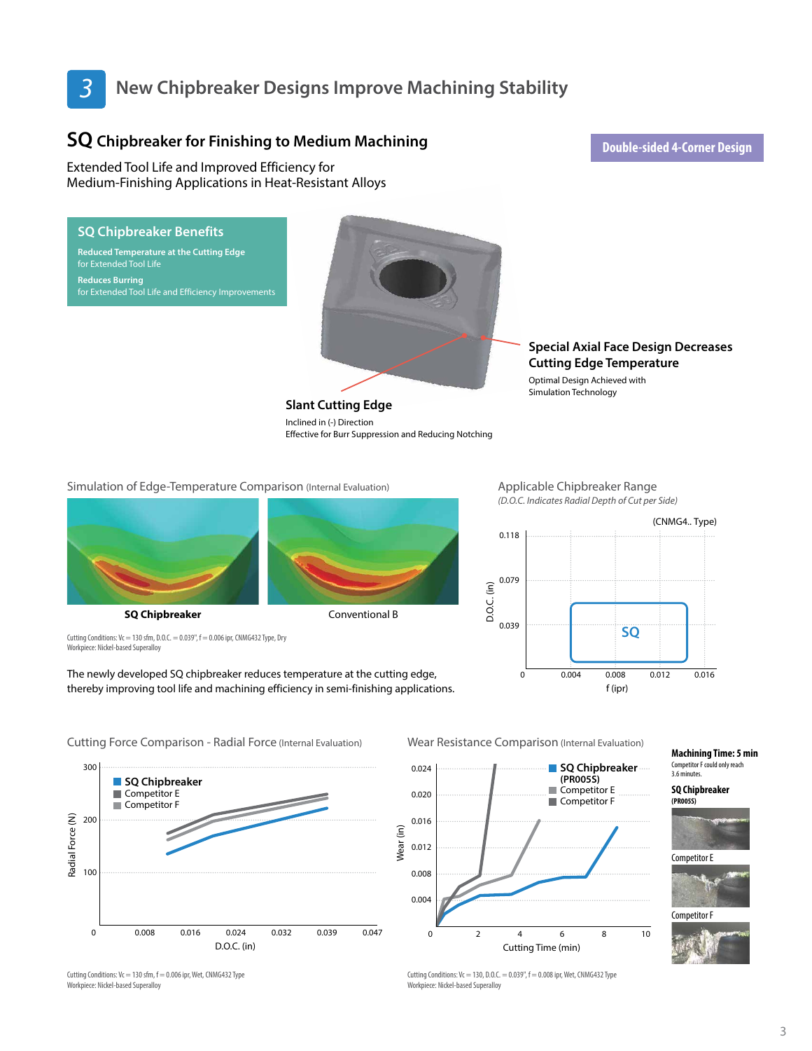# 3 New Chipbreaker Designs Improve Machining Stability

## SQ Chipbreaker for Finishing to Medium Machining

**Double-sided 4-Corner Design**

Extended Tool Life and Improved Efficiency for
Medium-Finishing Applications in Heat-Resistant Alloys

### SQ Chipbreaker Benefits

**Reduced Temperature at the Cutting Edge**
for Extended Tool Life

**Reduces Burring**
for Extended Tool Life and Efficiency Improvements

**Special Axial Face Design Decreases Cutting Edge Temperature**

Optimal Design Achieved with Simulation Technology

**Slant Cutting Edge**

Inclined in (-) Direction
Effective for Burr Suppression and Reducing Notching

### Simulation of Edge-Temperature Comparison (Internal Evaluation)

**SQ Chipbreaker** | Conventional B

Cutting Conditions: Vc = 130 sfm, D.O.C. = 0.039", f = 0.006 ipr, CNMG432 Type, Dry
Workpiece: Nickel-based Superalloy

The newly developed SQ chipbreaker reduces temperature at the cutting edge, thereby improving tool life and machining efficiency in semi-finishing applications.

### Applicable Chipbreaker Range

*(D.O.C. Indicates Radial Depth of Cut per Side)*

(CNMG4.. Type)

D.O.C. (in): 0.039, 0.079, 0.118
f (ipr): 0, 0.004, 0.008, 0.012, 0.016

SQ

### Cutting Force Comparison - Radial Force (Internal Evaluation)

Radial Force (N): 0, 100, 200, 300
D.O.C. (in): 0.008, 0.016, 0.024, 0.032, 0.039, 0.047

- **SQ Chipbreaker**
- Competitor E
- Competitor F

Cutting Conditions: Vc = 130 sfm, f = 0.006 ipr, Wet, CNMG432 Type
Workpiece: Nickel-based Superalloy

### Wear Resistance Comparison (Internal Evaluation)

Wear (in): 0, 0.004, 0.008, 0.012, 0.016, 0.020, 0.024
Cutting Time (min): 0, 2, 4, 6, 8, 10

- **SQ Chipbreaker (PR005S)**
- Competitor E
- Competitor F

**Machining Time: 5 min**
Competitor F could only reach 3.6 minutes.

**SQ Chipbreaker (PR005S)**

Competitor E

Competitor F

Cutting Conditions: Vc = 130, D.O.C. = 0.039", f = 0.008 ipr, Wet, CNMG432 Type
Workpiece: Nickel-based Superalloy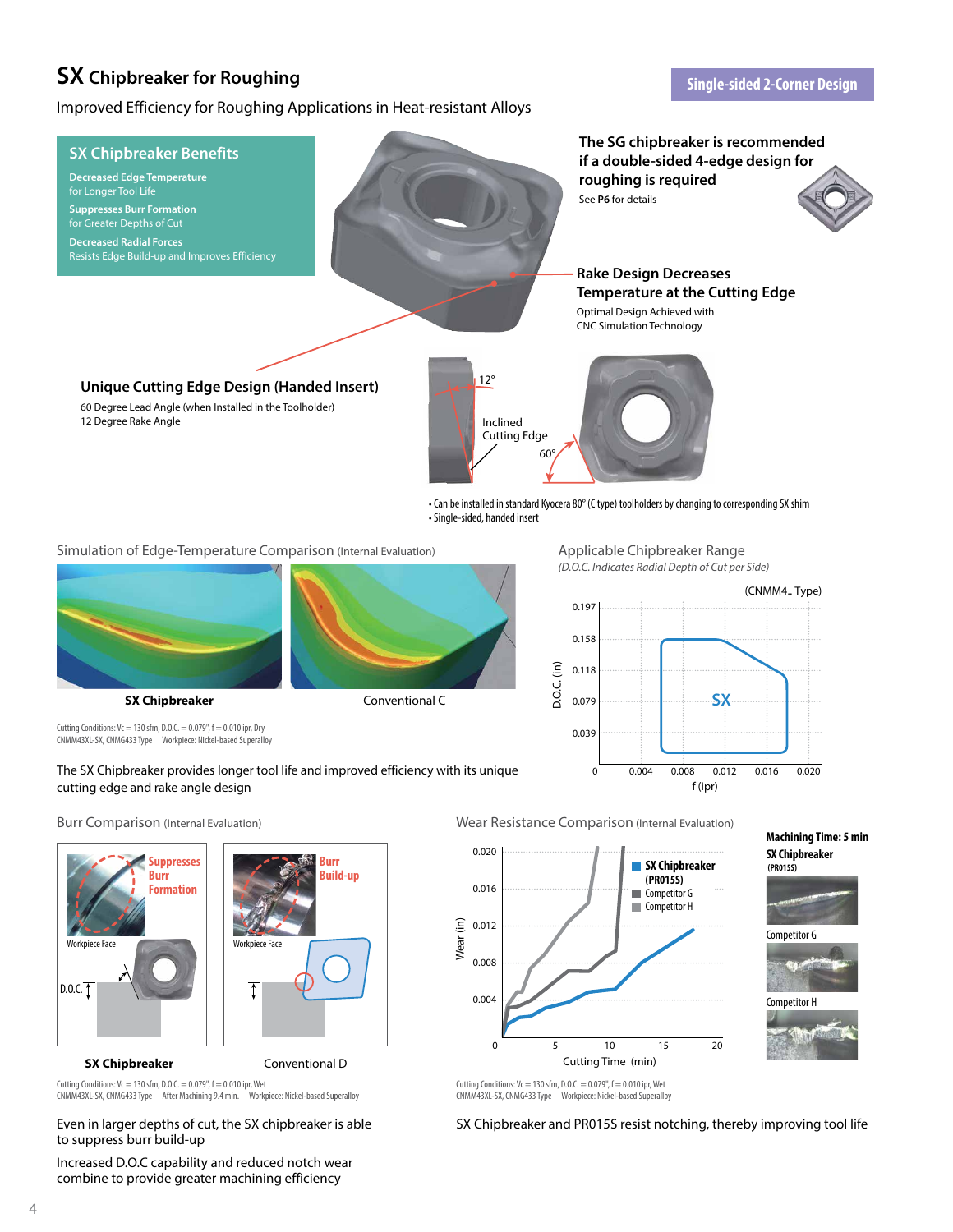# SX Chipbreaker for Roughing

**Single-sided 2-Corner Design**

Improved Efficiency for Roughing Applications in Heat-resistant Alloys

## SX Chipbreaker Benefits

**Decreased Edge Temperature**
for Longer Tool Life

**Suppresses Burr Formation**
for Greater Depths of Cut

**Decreased Radial Forces**
Resists Edge Build-up and Improves Efficiency

### The SG chipbreaker is recommended if a double-sided 4-edge design for roughing is required

See **P6** for details

### Rake Design Decreases Temperature at the Cutting Edge

Optimal Design Achieved with CNC Simulation Technology

### Unique Cutting Edge Design (Handed Insert)

60 Degree Lead Angle (when Installed in the Toolholder)
12 Degree Rake Angle

12°

Inclined Cutting Edge

60°

- Can be installed in standard Kyocera 80° (C type) toolholders by changing to corresponding SX shim
- Single-sided, handed insert

## Simulation of Edge-Temperature Comparison (Internal Evaluation)

**SX Chipbreaker** | Conventional C

Cutting Conditions: Vc = 130 sfm, D.O.C. = 0.079", f = 0.010 ipr, Dry
CNMM43XL-SX, CNMG433 Type  Workpiece: Nickel-based Superalloy

The SX Chipbreaker provides longer tool life and improved efficiency with its unique cutting edge and rake angle design

## Applicable Chipbreaker Range

*(D.O.C. Indicates Radial Depth of Cut per Side)*

(CNMM4.. Type)

D.O.C. (in): 0.039, 0.079, 0.118, 0.158, 0.197
f (ipr): 0, 0.004, 0.008, 0.012, 0.016, 0.020

SX

## Burr Comparison (Internal Evaluation)

Suppresses Burr Formation | Burr Build-up

Workpiece Face | Workpiece Face

D.O.C.

**SX Chipbreaker** | Conventional D

Cutting Conditions: Vc = 130 sfm, D.O.C. = 0.079", f = 0.010 ipr, Wet
CNMM43XL-SX, CNMG433 Type  After Machining 9.4 min.  Workpiece: Nickel-based Superalloy

Even in larger depths of cut, the SX chipbreaker is able to suppress burr build-up

Increased D.O.C capability and reduced notch wear combine to provide greater machining efficiency

## Wear Resistance Comparison (Internal Evaluation)

Wear (in): 0.004, 0.008, 0.012, 0.016, 0.020
Cutting Time (min): 0, 5, 10, 15, 20

- **SX Chipbreaker (PR015S)**
- Competitor G
- Competitor H

**Machining Time: 5 min**

**SX Chipbreaker (PR015S)**

Competitor G

Competitor H

Cutting Conditions: Vc = 130 sfm, D.O.C. = 0.079", f = 0.010 ipr, Wet
CNMM43XL-SX, CNMG433 Type  Workpiece: Nickel-based Superalloy

SX Chipbreaker and PR015S resist notching, thereby improving tool life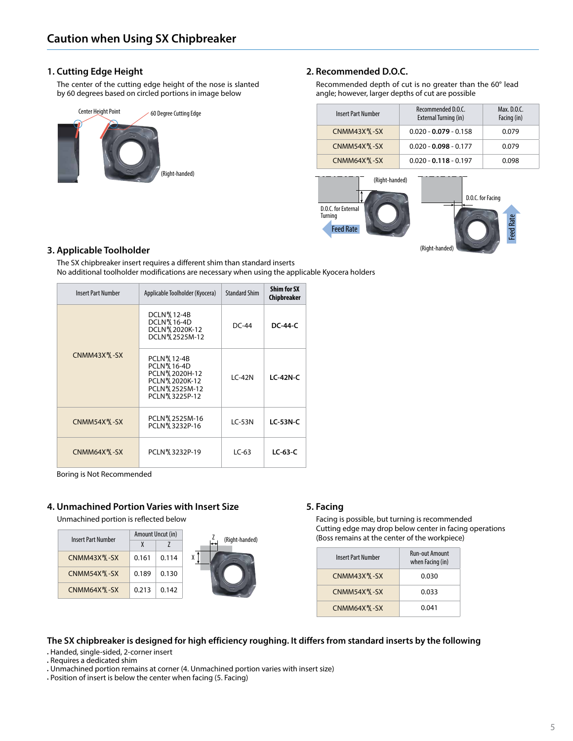## Caution when Using SX Chipbreaker

### 1. Cutting Edge Height

The center of the cutting edge height of the nose is slanted by 60 degrees based on circled portions in image below

Center Height Point

60 Degree Cutting Edge

(Right-handed)

### 2. Recommended D.O.C.

Recommended depth of cut is no greater than the 60° lead angle; however, larger depths of cut are possible

| Insert Part Number | Recommended D.O.C. External Turning (in) | Max. D.O.C. Facing (in) |
|---|---|---|
| CNMM43X␣-SX | 0.020 - **0.079** - 0.158 | 0.079 |
| CNMM54X␣-SX | 0.020 - **0.098** - 0.177 | 0.079 |
| CNMM64X␣-SX | 0.020 - **0.118** - 0.197 | 0.098 |

(Right-handed)

D.O.C. for External Turning

Feed Rate

D.O.C. for Facing

Feed Rate

(Right-handed)

### 3. Applicable Toolholder

The SX chipbreaker insert requires a different shim than standard inserts
No additional toolholder modifications are necessary when using the applicable Kyocera holders

| Insert Part Number | Applicable Toolholder (Kyocera) | Standard Shim | Shim for SX Chipbreaker |
|---|---|---|---|
| CNMM43X␣-SX | DCLN␣12-4B<br>DCLN␣16-4D<br>DCLN␣2020K-12<br>DCLN␣2525M-12 | DC-44 | **DC-44-C** |
| | PCLN␣12-4B<br>PCLN␣16-4D<br>PCLN␣2020H-12<br>PCLN␣2020K-12<br>PCLN␣2525M-12<br>PCLN␣3225P-12 | LC-42N | **LC-42N-C** |
| CNMM54X␣-SX | PCLN␣2525M-16<br>PCLN␣3232P-16 | LC-53N | **LC-53N-C** |
| CNMM64X␣-SX | PCLN␣3232P-19 | LC-63 | **LC-63-C** |

Boring is Not Recommended

### 4. Unmachined Portion Varies with Insert Size

Unmachined portion is reflected below

| Insert Part Number | Amount Uncut (in) | |
|---|---|---|
| | X | Z |
| CNMM43X␣-SX | 0.161 | 0.114 |
| CNMM54X␣-SX | 0.189 | 0.130 |
| CNMM64X␣-SX | 0.213 | 0.142 |

(Right-handed)

### 5. Facing

Facing is possible, but turning is recommended
Cutting edge may drop below center in facing operations
(Boss remains at the center of the workpiece)

| Insert Part Number | Run-out Amount when Facing (in) |
|---|---|
| CNMM43X␣-SX | 0.030 |
| CNMM54X␣-SX | 0.033 |
| CNMM64X␣-SX | 0.041 |

### The SX chipbreaker is designed for high efficiency roughing. It differs from standard inserts by the following

- Handed, single-sided, 2-corner insert
- Requires a dedicated shim
- Unmachined portion remains at corner (4. Unmachined portion varies with insert size)
- Position of insert is below the center when facing (5. Facing)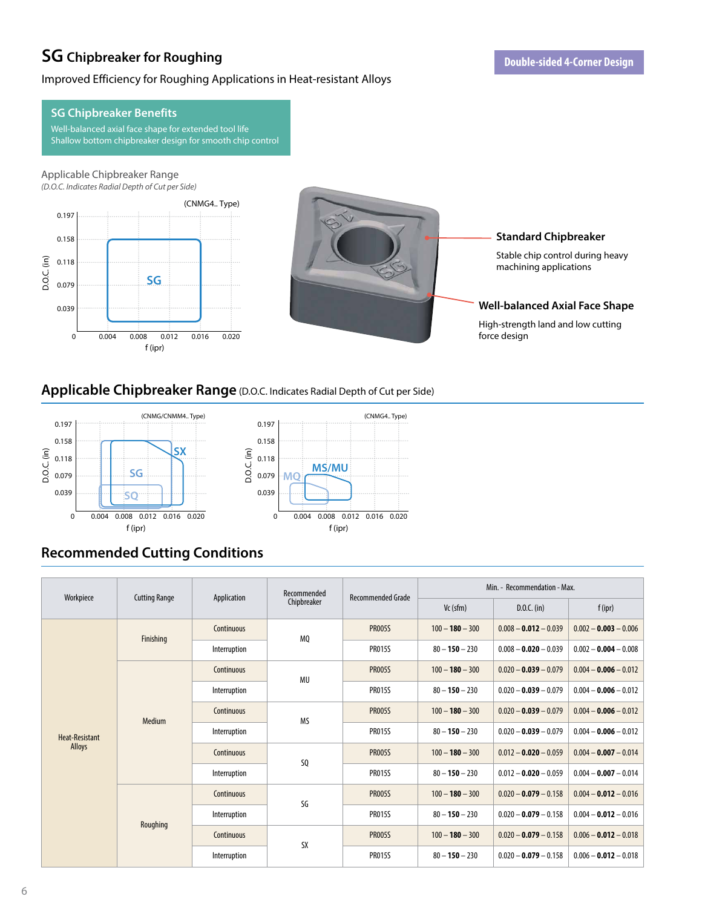# SG Chipbreaker for Roughing

**Double-sided 4-Corner Design**

Improved Efficiency for Roughing Applications in Heat-resistant Alloys

### SG Chipbreaker Benefits

Well-balanced axial face shape for extended tool life
Shallow bottom chipbreaker design for smooth chip control

Applicable Chipbreaker Range
*(D.O.C. Indicates Radial Depth of Cut per Side)*

(CNMG4.. Type)

**Standard Chipbreaker**

Stable chip control during heavy machining applications

**Well-balanced Axial Face Shape**

High-strength land and low cutting force design

## Applicable Chipbreaker Range (D.O.C. Indicates Radial Depth of Cut per Side)

(CNMG/CNMM4.. Type) (CNMG4.. Type)

## Recommended Cutting Conditions

| Workpiece | Cutting Range | Application | Recommended Chipbreaker | Recommended Grade | Min. - Recommendation - Max. | | |
|---|---|---|---|---|---|---|---|
| | | | | | Vc (sfm) | D.O.C. (in) | f (ipr) |
| Heat-Resistant Alloys | Finishing | Continuous | MQ | PR005S | 100 – **180** – 300 | 0.008 – **0.012** – 0.039 | 0.002 – **0.003** – 0.006 |
| | | Interruption | | PR015S | 80 – **150** – 230 | 0.008 – **0.020** – 0.039 | 0.002 – **0.004** – 0.008 |
| | Medium | Continuous | MU | PR005S | 100 – **180** – 300 | 0.020 – **0.039** – 0.079 | 0.004 – **0.006** – 0.012 |
| | | Interruption | | PR015S | 80 – **150** – 230 | 0.020 – **0.039** – 0.079 | 0.004 – **0.006** – 0.012 |
| | | Continuous | MS | PR005S | 100 – **180** – 300 | 0.020 – **0.039** – 0.079 | 0.004 – **0.006** – 0.012 |
| | | Interruption | | PR015S | 80 – **150** – 230 | 0.020 – **0.039** – 0.079 | 0.004 – **0.006** – 0.012 |
| | | Continuous | SQ | PR005S | 100 – **180** – 300 | 0.012 – **0.020** – 0.059 | 0.004 – **0.007** – 0.014 |
| | | Interruption | | PR015S | 80 – **150** – 230 | 0.012 – **0.020** – 0.059 | 0.004 – **0.007** – 0.014 |
| | Roughing | Continuous | SG | PR005S | 100 – **180** – 300 | 0.020 – **0.079** – 0.158 | 0.004 – **0.012** – 0.016 |
| | | Interruption | | PR015S | 80 – **150** – 230 | 0.020 – **0.079** – 0.158 | 0.004 – **0.012** – 0.016 |
| | | Continuous | SX | PR005S | 100 – **180** – 300 | 0.020 – **0.079** – 0.158 | 0.006 – **0.012** – 0.018 |
| | | Interruption | | PR015S | 80 – **150** – 230 | 0.020 – **0.079** – 0.158 | 0.006 – **0.012** – 0.018 |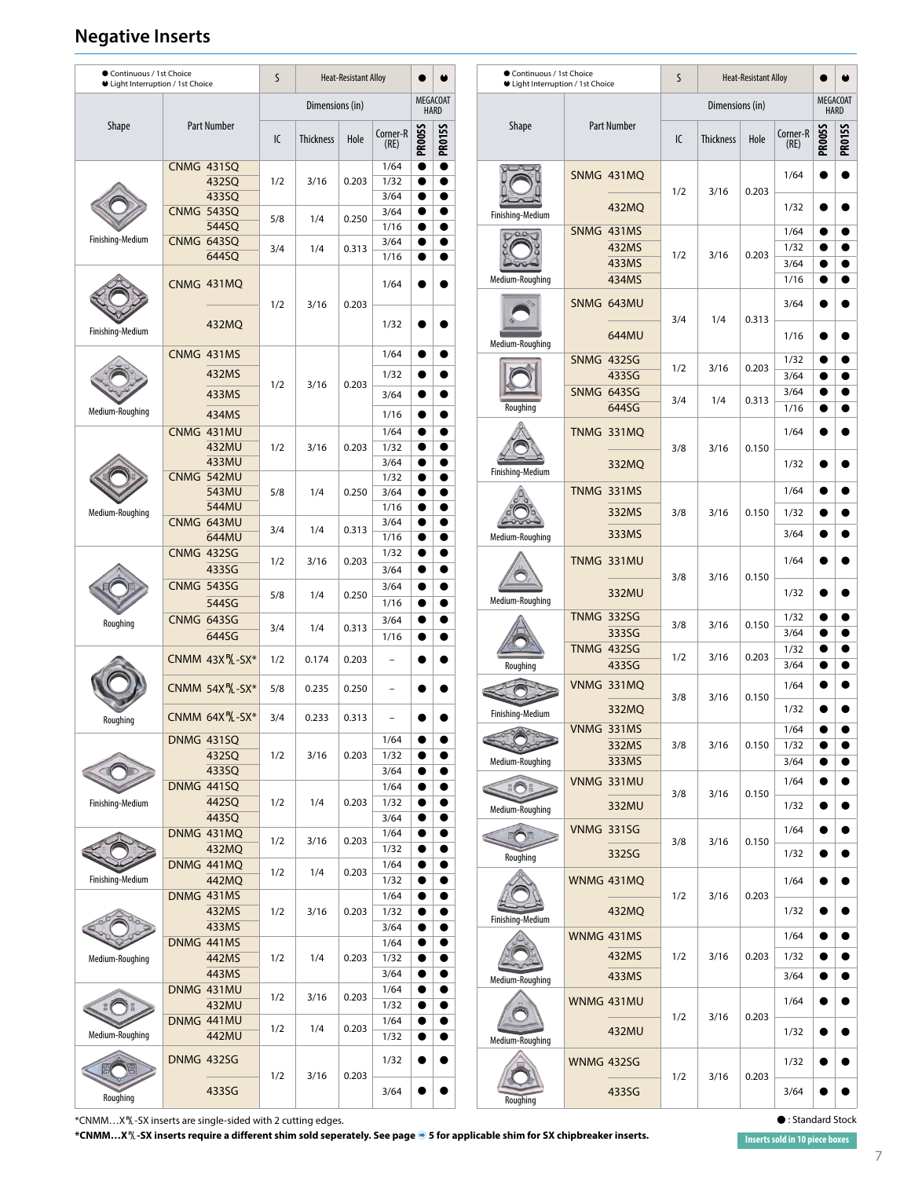# Negative Inserts

● Continuous / 1st Choice
◐ Light Interruption / 1st Choice

| Shape | Part Number | IC | Thickness | Hole | Corner-R (RE) | PR005S | PR015S |
|---|---|---|---|---|---|---|---|
| | | S | Heat-Resistant Alloy | | | ● | ◐ |
| | | Dimensions (in) | | | | MEGACOAT HARD | |
| Finishing-Medium | CNMG 431SQ | 1/2 | 3/16 | 0.203 | 1/64 | ● | ● |
| | 432SQ | | | | 1/32 | ● | ● |
| | 433SQ | | | | 3/64 | ● | ● |
| | CNMG 543SQ | 5/8 | 1/4 | 0.250 | 3/64 | ● | ● |
| | 544SQ | | | | 1/16 | ● | ● |
| | CNMG 643SQ | 3/4 | 1/4 | 0.313 | 3/64 | ● | ● |
| | 644SQ | | | | 1/16 | ● | ● |
| Finishing-Medium | CNMG 431MQ | 1/2 | 3/16 | 0.203 | 1/64 | ● | ● |
| | 432MQ | | | | 1/32 | ● | ● |
| Medium-Roughing | CNMG 431MS | 1/2 | 3/16 | 0.203 | 1/64 | ● | ● |
| | 432MS | | | | 1/32 | ● | ● |
| | 433MS | | | | 3/64 | ● | ● |
| | 434MS | | | | 1/16 | ● | ● |
| Medium-Roughing | CNMG 431MU | 1/2 | 3/16 | 0.203 | 1/64 | ● | ● |
| | 432MU | | | | 1/32 | ● | ● |
| | 433MU | | | | 3/64 | ● | ● |
| | CNMG 542MU | 5/8 | 1/4 | 0.250 | 1/32 | ● | ● |
| | 543MU | | | | 3/64 | ● | ● |
| | 544MU | | | | 1/16 | ● | ● |
| | CNMG 643MU | 3/4 | 1/4 | 0.313 | 3/64 | ● | ● |
| | 644MU | | | | 1/16 | ● | ● |
| Roughing | CNMG 432SG | 1/2 | 3/16 | 0.203 | 1/32 | ● | ● |
| | 433SG | | | | 3/64 | ● | ● |
| | CNMG 543SG | 5/8 | 1/4 | 0.250 | 3/64 | ● | ● |
| | 544SG | | | | 1/16 | ● | ● |
| | CNMG 643SG | 3/4 | 1/4 | 0.313 | 3/64 | ● | ● |
| | 644SG | | | | 1/16 | ● | ● |
| Roughing | CNMM 43X⁰⁄₁-SX* | 1/2 | 0.174 | 0.203 | – | ● | ● |
| | CNMM 54X⁰⁄₁-SX* | 5/8 | 0.235 | 0.250 | – | ● | ● |
| | CNMM 64X⁰⁄₁-SX* | 3/4 | 0.233 | 0.313 | – | ● | ● |
| Finishing-Medium | DNMG 431SQ | 1/2 | 3/16 | 0.203 | 1/64 | ● | ● |
| | 432SQ | | | | 1/32 | ● | ● |
| | 433SQ | | | | 3/64 | ● | ● |
| | DNMG 441SQ | 1/2 | 1/4 | 0.203 | 1/64 | ● | ● |
| | 442SQ | | | | 1/32 | ● | ● |
| | 443SQ | | | | 3/64 | ● | ● |
| Finishing-Medium | DNMG 431MQ | 1/2 | 3/16 | 0.203 | 1/64 | ● | ● |
| | 432MQ | | | | 1/32 | ● | ● |
| | DNMG 441MQ | 1/2 | 1/4 | 0.203 | 1/64 | ● | ● |
| | 442MQ | | | | 1/32 | ● | ● |
| Medium-Roughing | DNMG 431MS | 1/2 | 3/16 | 0.203 | 1/64 | ● | ● |
| | 432MS | | | | 1/32 | ● | ● |
| | 433MS | | | | 3/64 | ● | ● |
| | DNMG 441MS | 1/2 | 1/4 | 0.203 | 1/64 | ● | ● |
| | 442MS | | | | 1/32 | ● | ● |
| | 443MS | | | | 3/64 | ● | ● |
| Medium-Roughing | DNMG 431MU | 1/2 | 3/16 | 0.203 | 1/64 | ● | ● |
| | 432MU | | | | 1/32 | ● | ● |
| | DNMG 441MU | 1/2 | 1/4 | 0.203 | 1/64 | ● | ● |
| | 442MU | | | | 1/32 | ● | ● |
| Roughing | DNMG 432SG | 1/2 | 3/16 | 0.203 | 1/32 | ● | ● |
| | 433SG | | | | 3/64 | ● | ● |

| Shape | Part Number | IC | Thickness | Hole | Corner-R (RE) | PR005S | PR015S |
|---|---|---|---|---|---|---|---|
| | | S | Heat-Resistant Alloy | | | ● | ◐ |
| | | Dimensions (in) | | | | MEGACOAT HARD | |
| Finishing-Medium | SNMG 431MQ | 1/2 | 3/16 | 0.203 | 1/64 | ● | ● |
| | 432MQ | | | | 1/32 | ● | ● |
| Medium-Roughing | SNMG 431MS | 1/2 | 3/16 | 0.203 | 1/64 | ● | ● |
| | 432MS | | | | 1/32 | ● | ● |
| | 433MS | | | | 3/64 | ● | ● |
| | 434MS | | | | 1/16 | ● | ● |
| Medium-Roughing | SNMG 643MU | 3/4 | 1/4 | 0.313 | 3/64 | ● | ● |
| | 644MU | | | | 1/16 | ● | ● |
| Roughing | SNMG 432SG | 1/2 | 3/16 | 0.203 | 1/32 | ● | ● |
| | 433SG | | | | 3/64 | ● | ● |
| | SNMG 643SG | 3/4 | 1/4 | 0.313 | 3/64 | ● | ● |
| | 644SG | | | | 1/16 | ● | ● |
| Finishing-Medium | TNMG 331MQ | 3/8 | 3/16 | 0.150 | 1/64 | ● | ● |
| | 332MQ | | | | 1/32 | ● | ● |
| Medium-Roughing | TNMG 331MS | 3/8 | 3/16 | 0.150 | 1/64 | ● | ● |
| | 332MS | | | | 1/32 | ● | ● |
| | 333MS | | | | 3/64 | ● | ● |
| Medium-Roughing | TNMG 331MU | 3/8 | 3/16 | 0.150 | 1/64 | ● | ● |
| | 332MU | | | | 1/32 | ● | ● |
| Roughing | TNMG 332SG | 3/8 | 3/16 | 0.150 | 1/32 | ● | ● |
| | 333SG | | | | 3/64 | ● | ● |
| | TNMG 432SG | 1/2 | 3/16 | 0.203 | 1/32 | ● | ● |
| | 433SG | | | | 3/64 | ● | ● |
| Finishing-Medium | VNMG 331MQ | 3/8 | 3/16 | 0.150 | 1/64 | ● | ● |
| | 332MQ | | | | 1/32 | ● | ● |
| Medium-Roughing | VNMG 331MS | 3/8 | 3/16 | 0.150 | 1/64 | ● | ● |
| | 332MS | | | | 1/32 | ● | ● |
| | 333MS | | | | 3/64 | ● | ● |
| Medium-Roughing | VNMG 331MU | 3/8 | 3/16 | 0.150 | 1/64 | ● | ● |
| | 332MU | | | | 1/32 | ● | ● |
| Roughing | VNMG 331SG | 3/8 | 3/16 | 0.150 | 1/64 | ● | ● |
| | 332SG | | | | 1/32 | ● | ● |
| Finishing-Medium | WNMG 431MQ | 1/2 | 3/16 | 0.203 | 1/64 | ● | ● |
| | 432MQ | | | | 1/32 | ● | ● |
| Medium-Roughing | WNMG 431MS | 1/2 | 3/16 | 0.203 | 1/64 | ● | ● |
| | 432MS | | | | 1/32 | ● | ● |
| | 433MS | | | | 3/64 | ● | ● |
| Medium-Roughing | WNMG 431MU | 1/2 | 3/16 | 0.203 | 1/64 | ● | ● |
| | 432MU | | | | 1/32 | ● | ● |
| Roughing | WNMG 432SG | 1/2 | 3/16 | 0.203 | 1/32 | ● | ● |
| | 433SG | | | | 3/64 | ● | ● |

*CNMM…X⁰⁄₁-SX inserts are single-sided with 2 cutting edges.

**\*CNMM…X⁰⁄₁-SX inserts require a different shim sold seperately. See page ➡ 5 for applicable shim for SX chipbreaker inserts.**

● : Standard Stock

Inserts sold in 10 piece boxes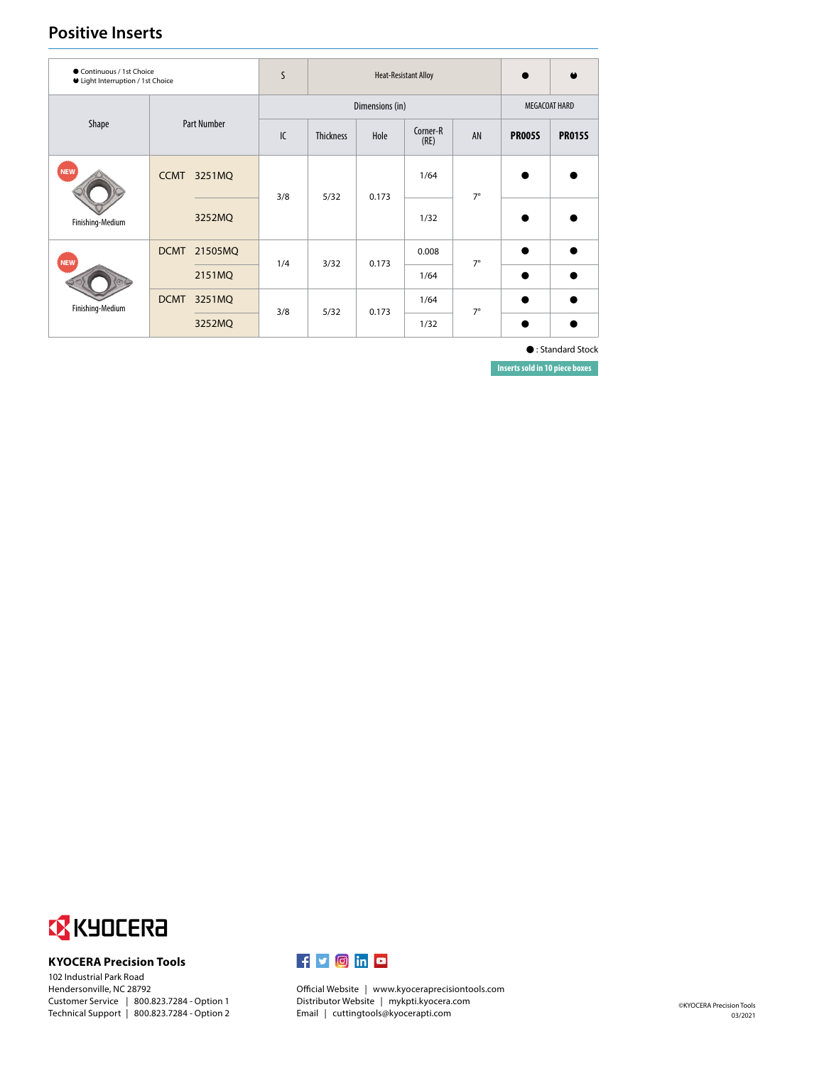## Positive Inserts

| ● Continuous / 1st Choice ◐ Light Interruption / 1st Choice | | S | Heat-Resistant Alloy | | | | ● | ◐ |
|---|---|---|---|---|---|---|---|---|
| Shape | Part Number | Dimensions (in) | | | | | MEGACOAT HARD | |
| | | IC | Thickness | Hole | Corner-R (RE) | AN | PR005S | PR015S |
| NEW Finishing-Medium | CCMT 3251MQ | 3/8 | 5/32 | 0.173 | 1/64 | 7° | ● | ● |
| | 3252MQ | | | | 1/32 | | ● | ● |
| NEW Finishing-Medium | DCMT 21505MQ | 1/4 | 3/32 | 0.173 | 0.008 | 7° | ● | ● |
| | 2151MQ | | | | 1/64 | | ● | ● |
| | DCMT 3251MQ | 3/8 | 5/32 | 0.173 | 1/64 | 7° | ● | ● |
| | 3252MQ | | | | 1/32 | | ● | ● |

● : Standard Stock

**Inserts sold in 10 piece boxes**

KYOCERA

**KYOCERA Precision Tools**
102 Industrial Park Road
Hendersonville, NC 28792
Customer Service | 800.823.7284 - Option 1
Technical Support | 800.823.7284 - Option 2

Official Website | www.kyoceraprecisiontools.com
Distributor Website | mykpti.kyocera.com
Email | cuttingtools@kyocerapti.com

©KYOCERA Precision Tools
03/2021